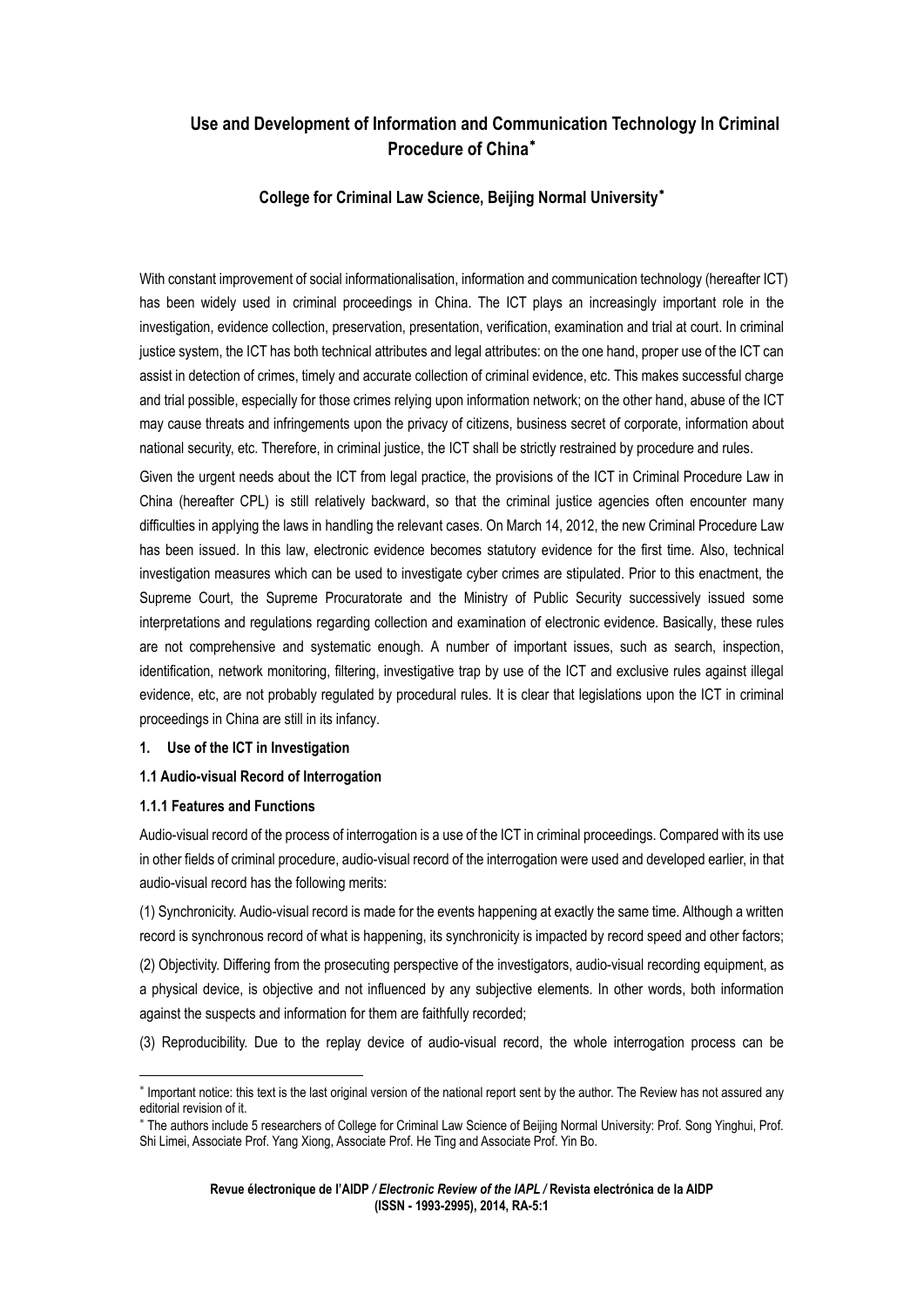# Use and Development of Information and Communication Technology In Criminal Procedure of China*

## College for Criminal Law Science, Beijing Normal University*

With constant improvement of social informationalisation, information and communication technology (hereafter ICT) has been widely used in criminal proceedings in China. The ICT plays an increasingly important role in the investigation, evidence collection, preservation, presentation, verification, examination and trial at court. In criminal justice system, the ICT has both technical attributes and legal attributes: on the one hand, proper use of the ICT can assist in detection of crimes, timely and accurate collection of criminal evidence, etc. This makes successful charge and trial possible, especially for those crimes relying upon information network; on the other hand, abuse of the ICT may cause threats and infringements upon the privacy of citizens, business secret of corporate, information about national security, etc. Therefore, in criminal justice, the ICT shall be strictly restrained by procedure and rules.

Given the urgent needs about the ICT from legal practice, the provisions of the ICT in Criminal Procedure Law in China (hereafter CPL) is still relatively backward, so that the criminal justice agencies often encounter many difficulties in applying the laws in handling the relevant cases. On March 14, 2012, the new Criminal Procedure Law has been issued. In this law, electronic evidence becomes statutory evidence for the first time. Also, technical investigation measures which can be used to investigate cyber crimes are stipulated. Prior to this enactment, the Supreme Court, the Supreme Procuratorate and the Ministry of Public Security successively issued some interpretations and regulations regarding collection and examination of electronic evidence. Basically, these rules are not comprehensive and systematic enough. A number of important issues, such as search, inspection, identification, network monitoring, filtering, investigative trap by use of the ICT and exclusive rules against illegal evidence, etc, are not probably regulated by procedural rules. It is clear that legislations upon the ICT in criminal proceedings in China are still in its infancy.

### 1. Use of the ICT in Investigation

#### 1.1 Audio-visual Record of Interrogation

##### 1.1.1 Features and Functions

Audio-visual record of the process of interrogation is a use of the ICT in criminal proceedings. Compared with its use in other fields of criminal procedure, audio-visual record of the interrogation were used and developed earlier, in that audio-visual record has the following merits:

(1) Synchronicity. Audio-visual record is made for the events happening at exactly the same time. Although a written record is synchronous record of what is happening, its synchronicity is impacted by record speed and other factors;

(2) Objectivity. Differing from the prosecuting perspective of the investigators, audio-visual recording equipment, as a physical device, is objective and not influenced by any subjective elements. In other words, both information against the suspects and information for them are faithfully recorded;

(3) Reproducibility. Due to the replay device of audio-visual record, the whole interrogation process can be

---

* Important notice: this text is the last original version of the national report sent by the author. The Review has not assured any editorial revision of it.

* The authors include 5 researchers of College for Criminal Law Science of Beijing Normal University: Prof. Song Yinghui, Prof. Shi Limei, Associate Prof. Yang Xiong, Associate Prof. He Ting and Associate Prof. Yin Bo.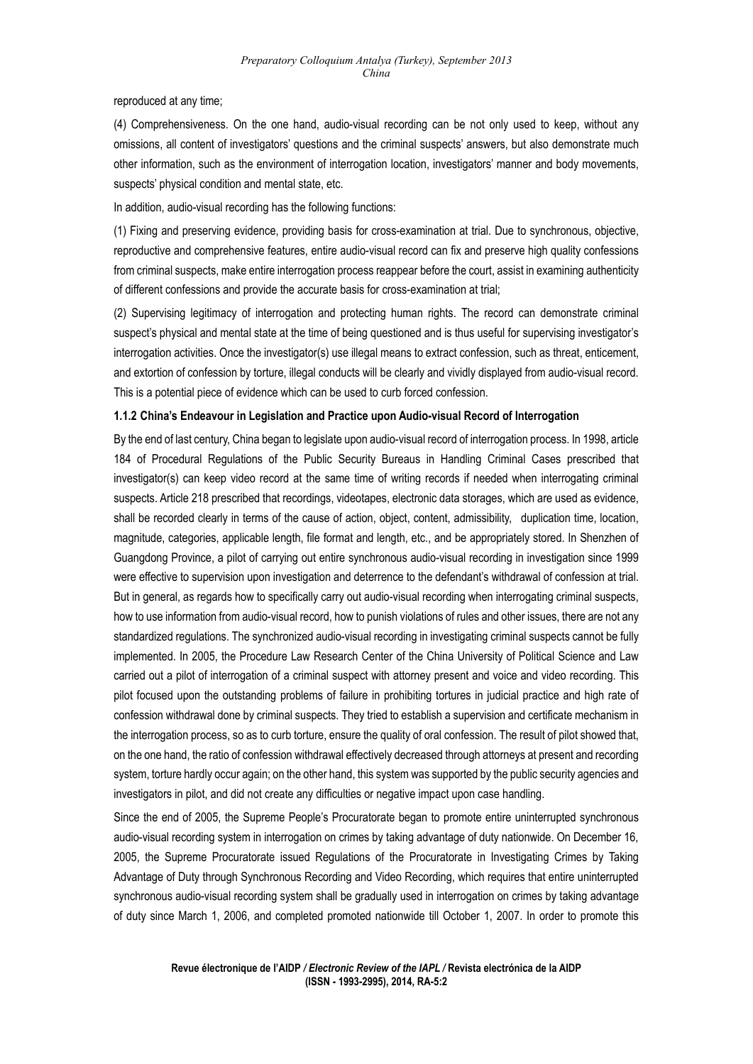reproduced at any time;

(4) Comprehensiveness. On the one hand, audio-visual recording can be not only used to keep, without any omissions, all content of investigators' questions and the criminal suspects' answers, but also demonstrate much other information, such as the environment of interrogation location, investigators' manner and body movements, suspects' physical condition and mental state, etc.

In addition, audio-visual recording has the following functions:

(1) Fixing and preserving evidence, providing basis for cross-examination at trial. Due to synchronous, objective, reproductive and comprehensive features, entire audio-visual record can fix and preserve high quality confessions from criminal suspects, make entire interrogation process reappear before the court, assist in examining authenticity of different confessions and provide the accurate basis for cross-examination at trial;

(2) Supervising legitimacy of interrogation and protecting human rights. The record can demonstrate criminal suspect's physical and mental state at the time of being questioned and is thus useful for supervising investigator's interrogation activities. Once the investigator(s) use illegal means to extract confession, such as threat, enticement, and extortion of confession by torture, illegal conducts will be clearly and vividly displayed from audio-visual record. This is a potential piece of evidence which can be used to curb forced confession.

#### 1.1.2 China's Endeavour in Legislation and Practice upon Audio-visual Record of Interrogation

By the end of last century, China began to legislate upon audio-visual record of interrogation process. In 1998, article 184 of Procedural Regulations of the Public Security Bureaus in Handling Criminal Cases prescribed that investigator(s) can keep video record at the same time of writing records if needed when interrogating criminal suspects. Article 218 prescribed that recordings, videotapes, electronic data storages, which are used as evidence, shall be recorded clearly in terms of the cause of action, object, content, admissibility, duplication time, location, magnitude, categories, applicable length, file format and length, etc., and be appropriately stored. In Shenzhen of Guangdong Province, a pilot of carrying out entire synchronous audio-visual recording in investigation since 1999 were effective to supervision upon investigation and deterrence to the defendant's withdrawal of confession at trial. But in general, as regards how to specifically carry out audio-visual recording when interrogating criminal suspects, how to use information from audio-visual record, how to punish violations of rules and other issues, there are not any standardized regulations. The synchronized audio-visual recording in investigating criminal suspects cannot be fully implemented. In 2005, the Procedure Law Research Center of the China University of Political Science and Law carried out a pilot of interrogation of a criminal suspect with attorney present and voice and video recording. This pilot focused upon the outstanding problems of failure in prohibiting tortures in judicial practice and high rate of confession withdrawal done by criminal suspects. They tried to establish a supervision and certificate mechanism in the interrogation process, so as to curb torture, ensure the quality of oral confession. The result of pilot showed that, on the one hand, the ratio of confession withdrawal effectively decreased through attorneys at present and recording system, torture hardly occur again; on the other hand, this system was supported by the public security agencies and investigators in pilot, and did not create any difficulties or negative impact upon case handling.

Since the end of 2005, the Supreme People's Procuratorate began to promote entire uninterrupted synchronous audio-visual recording system in interrogation on crimes by taking advantage of duty nationwide. On December 16, 2005, the Supreme Procuratorate issued Regulations of the Procuratorate in Investigating Crimes by Taking Advantage of Duty through Synchronous Recording and Video Recording, which requires that entire uninterrupted synchronous audio-visual recording system shall be gradually used in interrogation on crimes by taking advantage of duty since March 1, 2006, and completed promoted nationwide till October 1, 2007. In order to promote this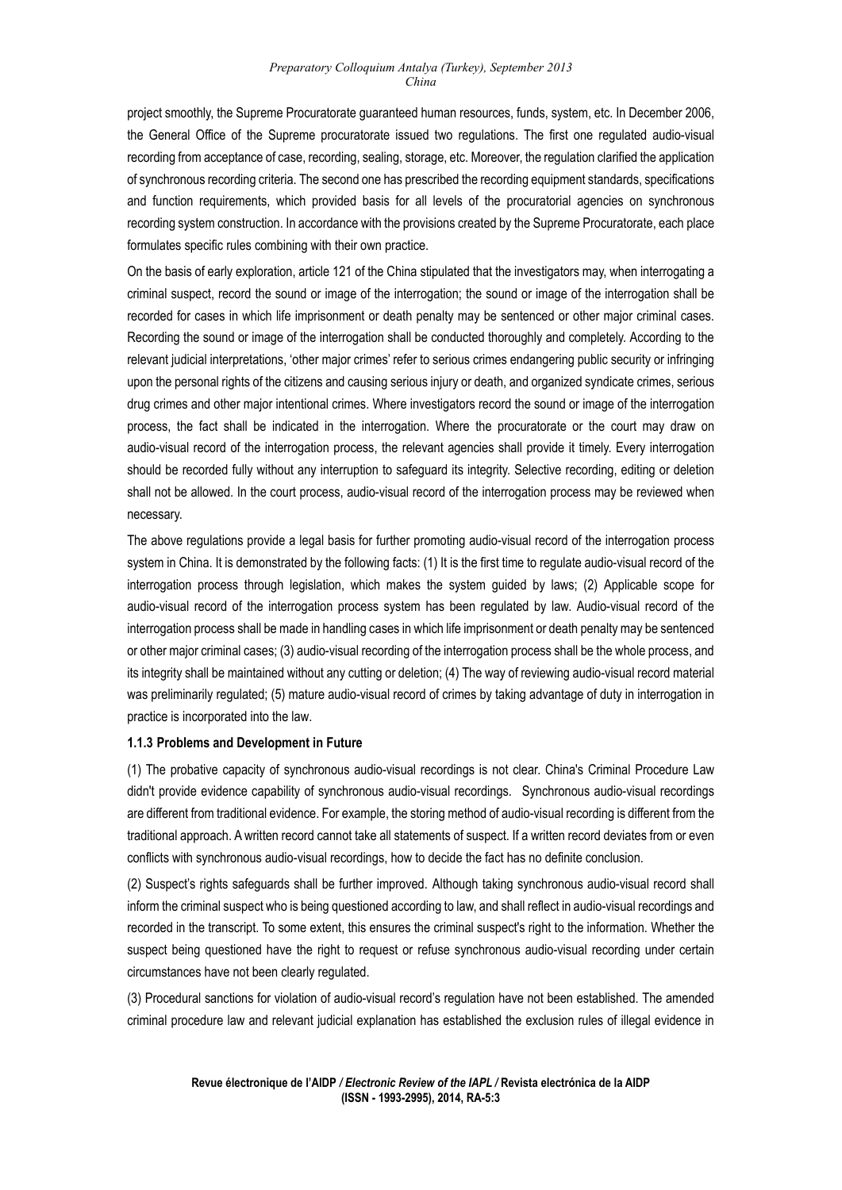project smoothly, the Supreme Procuratorate guaranteed human resources, funds, system, etc. In December 2006, the General Office of the Supreme procuratorate issued two regulations. The first one regulated audio-visual recording from acceptance of case, recording, sealing, storage, etc. Moreover, the regulation clarified the application of synchronous recording criteria. The second one has prescribed the recording equipment standards, specifications and function requirements, which provided basis for all levels of the procuratorial agencies on synchronous recording system construction. In accordance with the provisions created by the Supreme Procuratorate, each place formulates specific rules combining with their own practice.

On the basis of early exploration, article 121 of the China stipulated that the investigators may, when interrogating a criminal suspect, record the sound or image of the interrogation; the sound or image of the interrogation shall be recorded for cases in which life imprisonment or death penalty may be sentenced or other major criminal cases. Recording the sound or image of the interrogation shall be conducted thoroughly and completely. According to the relevant judicial interpretations, 'other major crimes' refer to serious crimes endangering public security or infringing upon the personal rights of the citizens and causing serious injury or death, and organized syndicate crimes, serious drug crimes and other major intentional crimes. Where investigators record the sound or image of the interrogation process, the fact shall be indicated in the interrogation. Where the procuratorate or the court may draw on audio-visual record of the interrogation process, the relevant agencies shall provide it timely. Every interrogation should be recorded fully without any interruption to safeguard its integrity. Selective recording, editing or deletion shall not be allowed. In the court process, audio-visual record of the interrogation process may be reviewed when necessary.

The above regulations provide a legal basis for further promoting audio-visual record of the interrogation process system in China. It is demonstrated by the following facts: (1) It is the first time to regulate audio-visual record of the interrogation process through legislation, which makes the system guided by laws; (2) Applicable scope for audio-visual record of the interrogation process system has been regulated by law. Audio-visual record of the interrogation process shall be made in handling cases in which life imprisonment or death penalty may be sentenced or other major criminal cases; (3) audio-visual recording of the interrogation process shall be the whole process, and its integrity shall be maintained without any cutting or deletion; (4) The way of reviewing audio-visual record material was preliminarily regulated; (5) mature audio-visual record of crimes by taking advantage of duty in interrogation in practice is incorporated into the law.

### 1.1.3 Problems and Development in Future

(1) The probative capacity of synchronous audio-visual recordings is not clear. China's Criminal Procedure Law didn't provide evidence capability of synchronous audio-visual recordings. Synchronous audio-visual recordings are different from traditional evidence. For example, the storing method of audio-visual recording is different from the traditional approach. A written record cannot take all statements of suspect. If a written record deviates from or even conflicts with synchronous audio-visual recordings, how to decide the fact has no definite conclusion.

(2) Suspect's rights safeguards shall be further improved. Although taking synchronous audio-visual record shall inform the criminal suspect who is being questioned according to law, and shall reflect in audio-visual recordings and recorded in the transcript. To some extent, this ensures the criminal suspect's right to the information. Whether the suspect being questioned have the right to request or refuse synchronous audio-visual recording under certain circumstances have not been clearly regulated.

(3) Procedural sanctions for violation of audio-visual record's regulation have not been established. The amended criminal procedure law and relevant judicial explanation has established the exclusion rules of illegal evidence in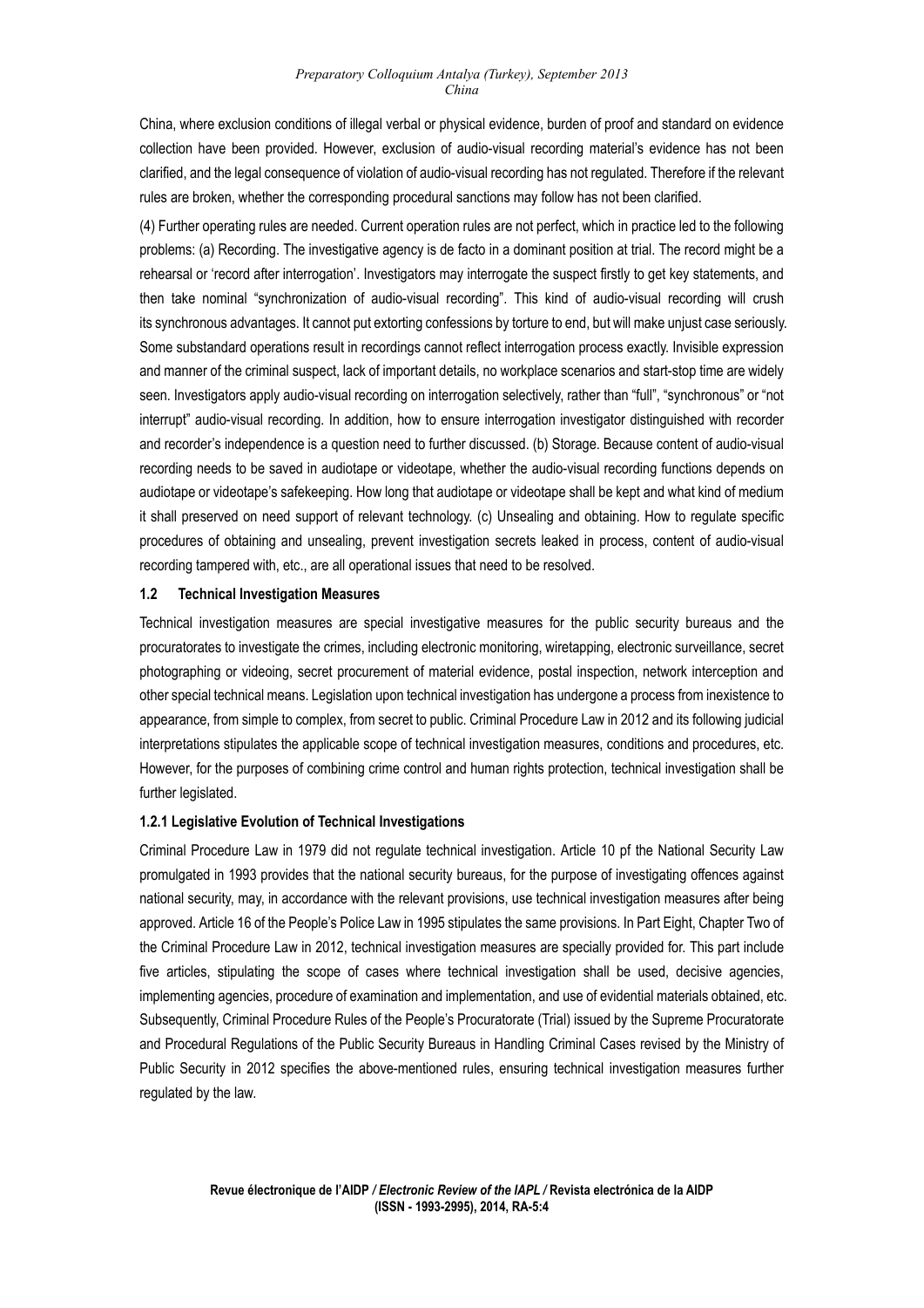China, where exclusion conditions of illegal verbal or physical evidence, burden of proof and standard on evidence collection have been provided. However, exclusion of audio-visual recording material's evidence has not been clarified, and the legal consequence of violation of audio-visual recording has not regulated. Therefore if the relevant rules are broken, whether the corresponding procedural sanctions may follow has not been clarified.

(4) Further operating rules are needed. Current operation rules are not perfect, which in practice led to the following problems: (a) Recording. The investigative agency is de facto in a dominant position at trial. The record might be a rehearsal or 'record after interrogation'. Investigators may interrogate the suspect firstly to get key statements, and then take nominal "synchronization of audio-visual recording". This kind of audio-visual recording will crush its synchronous advantages. It cannot put extorting confessions by torture to end, but will make unjust case seriously. Some substandard operations result in recordings cannot reflect interrogation process exactly. Invisible expression and manner of the criminal suspect, lack of important details, no workplace scenarios and start-stop time are widely seen. Investigators apply audio-visual recording on interrogation selectively, rather than "full", "synchronous" or "not interrupt" audio-visual recording. In addition, how to ensure interrogation investigator distinguished with recorder and recorder's independence is a question need to further discussed. (b) Storage. Because content of audio-visual recording needs to be saved in audiotape or videotape, whether the audio-visual recording functions depends on audiotape or videotape's safekeeping. How long that audiotape or videotape shall be kept and what kind of medium it shall preserved on need support of relevant technology. (c) Unsealing and obtaining. How to regulate specific procedures of obtaining and unsealing, prevent investigation secrets leaked in process, content of audio-visual recording tampered with, etc., are all operational issues that need to be resolved.

### 1.2 Technical Investigation Measures

Technical investigation measures are special investigative measures for the public security bureaus and the procuratorates to investigate the crimes, including electronic monitoring, wiretapping, electronic surveillance, secret photographing or videoing, secret procurement of material evidence, postal inspection, network interception and other special technical means. Legislation upon technical investigation has undergone a process from inexistence to appearance, from simple to complex, from secret to public. Criminal Procedure Law in 2012 and its following judicial interpretations stipulates the applicable scope of technical investigation measures, conditions and procedures, etc. However, for the purposes of combining crime control and human rights protection, technical investigation shall be further legislated.

#### 1.2.1 Legislative Evolution of Technical Investigations

Criminal Procedure Law in 1979 did not regulate technical investigation. Article 10 pf the National Security Law promulgated in 1993 provides that the national security bureaus, for the purpose of investigating offences against national security, may, in accordance with the relevant provisions, use technical investigation measures after being approved. Article 16 of the People's Police Law in 1995 stipulates the same provisions. In Part Eight, Chapter Two of the Criminal Procedure Law in 2012, technical investigation measures are specially provided for. This part include five articles, stipulating the scope of cases where technical investigation shall be used, decisive agencies, implementing agencies, procedure of examination and implementation, and use of evidential materials obtained, etc. Subsequently, Criminal Procedure Rules of the People's Procuratorate (Trial) issued by the Supreme Procuratorate and Procedural Regulations of the Public Security Bureaus in Handling Criminal Cases revised by the Ministry of Public Security in 2012 specifies the above-mentioned rules, ensuring technical investigation measures further regulated by the law.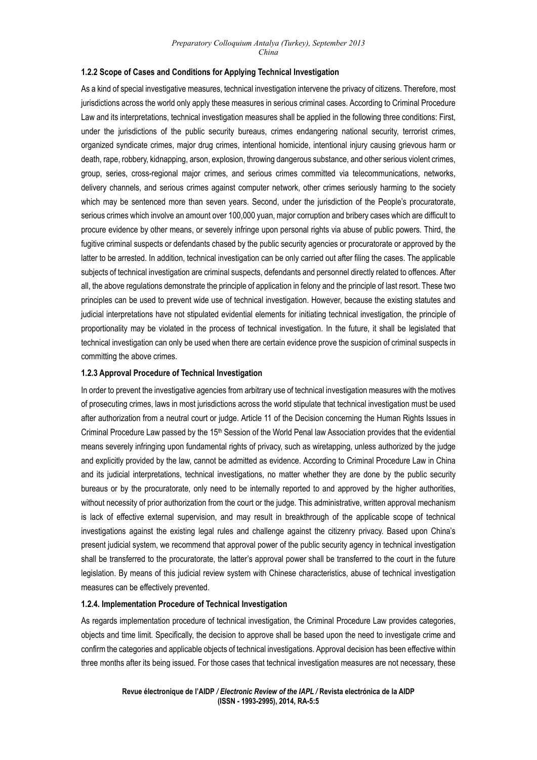#### 1.2.2 Scope of Cases and Conditions for Applying Technical Investigation

As a kind of special investigative measures, technical investigation intervene the privacy of citizens. Therefore, most jurisdictions across the world only apply these measures in serious criminal cases. According to Criminal Procedure Law and its interpretations, technical investigation measures shall be applied in the following three conditions: First, under the jurisdictions of the public security bureaus, crimes endangering national security, terrorist crimes, organized syndicate crimes, major drug crimes, intentional homicide, intentional injury causing grievous harm or death, rape, robbery, kidnapping, arson, explosion, throwing dangerous substance, and other serious violent crimes, group, series, cross-regional major crimes, and serious crimes committed via telecommunications, networks, delivery channels, and serious crimes against computer network, other crimes seriously harming to the society which may be sentenced more than seven years. Second, under the jurisdiction of the People's procuratorate, serious crimes which involve an amount over 100,000 yuan, major corruption and bribery cases which are difficult to procure evidence by other means, or severely infringe upon personal rights via abuse of public powers. Third, the fugitive criminal suspects or defendants chased by the public security agencies or procuratorate or approved by the latter to be arrested. In addition, technical investigation can be only carried out after filing the cases. The applicable subjects of technical investigation are criminal suspects, defendants and personnel directly related to offences. After all, the above regulations demonstrate the principle of application in felony and the principle of last resort. These two principles can be used to prevent wide use of technical investigation. However, because the existing statutes and judicial interpretations have not stipulated evidential elements for initiating technical investigation, the principle of proportionality may be violated in the process of technical investigation. In the future, it shall be legislated that technical investigation can only be used when there are certain evidence prove the suspicion of criminal suspects in committing the above crimes.

#### 1.2.3 Approval Procedure of Technical Investigation

In order to prevent the investigative agencies from arbitrary use of technical investigation measures with the motives of prosecuting crimes, laws in most jurisdictions across the world stipulate that technical investigation must be used after authorization from a neutral court or judge. Article 11 of the Decision concerning the Human Rights Issues in Criminal Procedure Law passed by the 15th Session of the World Penal law Association provides that the evidential means severely infringing upon fundamental rights of privacy, such as wiretapping, unless authorized by the judge and explicitly provided by the law, cannot be admitted as evidence. According to Criminal Procedure Law in China and its judicial interpretations, technical investigations, no matter whether they are done by the public security bureaus or by the procuratorate, only need to be internally reported to and approved by the higher authorities, without necessity of prior authorization from the court or the judge. This administrative, written approval mechanism is lack of effective external supervision, and may result in breakthrough of the applicable scope of technical investigations against the existing legal rules and challenge against the citizenry privacy. Based upon China's present judicial system, we recommend that approval power of the public security agency in technical investigation shall be transferred to the procuratorate, the latter's approval power shall be transferred to the court in the future legislation. By means of this judicial review system with Chinese characteristics, abuse of technical investigation measures can be effectively prevented.

#### 1.2.4. Implementation Procedure of Technical Investigation

As regards implementation procedure of technical investigation, the Criminal Procedure Law provides categories, objects and time limit. Specifically, the decision to approve shall be based upon the need to investigate crime and confirm the categories and applicable objects of technical investigations. Approval decision has been effective within three months after its being issued. For those cases that technical investigation measures are not necessary, these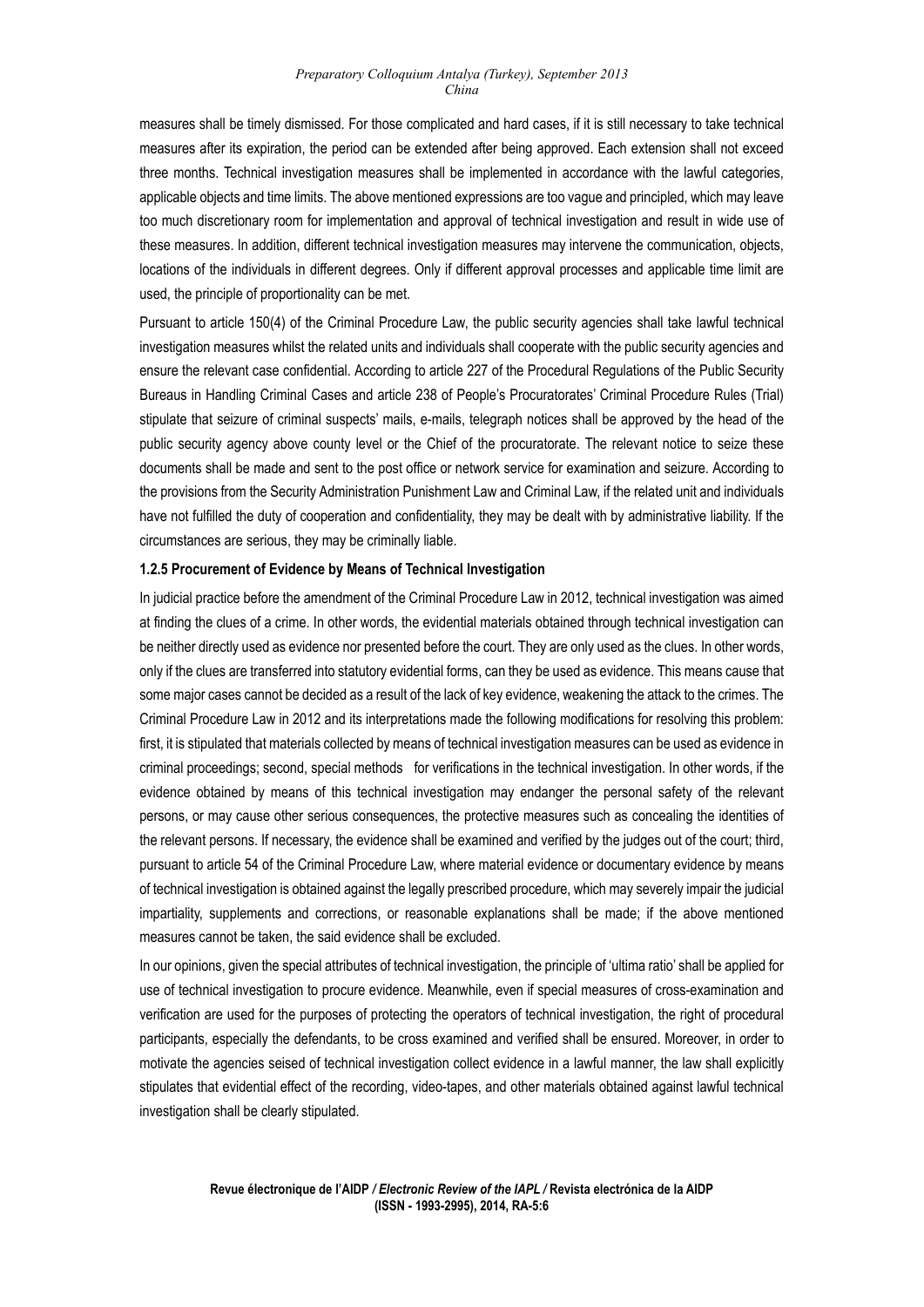measures shall be timely dismissed. For those complicated and hard cases, if it is still necessary to take technical measures after its expiration, the period can be extended after being approved. Each extension shall not exceed three months. Technical investigation measures shall be implemented in accordance with the lawful categories, applicable objects and time limits. The above mentioned expressions are too vague and principled, which may leave too much discretionary room for implementation and approval of technical investigation and result in wide use of these measures. In addition, different technical investigation measures may intervene the communication, objects, locations of the individuals in different degrees. Only if different approval processes and applicable time limit are used, the principle of proportionality can be met.

Pursuant to article 150(4) of the Criminal Procedure Law, the public security agencies shall take lawful technical investigation measures whilst the related units and individuals shall cooperate with the public security agencies and ensure the relevant case confidential. According to article 227 of the Procedural Regulations of the Public Security Bureaus in Handling Criminal Cases and article 238 of People's Procuratorates' Criminal Procedure Rules (Trial) stipulate that seizure of criminal suspects' mails, e-mails, telegraph notices shall be approved by the head of the public security agency above county level or the Chief of the procuratorate. The relevant notice to seize these documents shall be made and sent to the post office or network service for examination and seizure. According to the provisions from the Security Administration Punishment Law and Criminal Law, if the related unit and individuals have not fulfilled the duty of cooperation and confidentiality, they may be dealt with by administrative liability. If the circumstances are serious, they may be criminally liable.

**1.2.5 Procurement of Evidence by Means of Technical Investigation**

In judicial practice before the amendment of the Criminal Procedure Law in 2012, technical investigation was aimed at finding the clues of a crime. In other words, the evidential materials obtained through technical investigation can be neither directly used as evidence nor presented before the court. They are only used as the clues. In other words, only if the clues are transferred into statutory evidential forms, can they be used as evidence. This means cause that some major cases cannot be decided as a result of the lack of key evidence, weakening the attack to the crimes. The Criminal Procedure Law in 2012 and its interpretations made the following modifications for resolving this problem: first, it is stipulated that materials collected by means of technical investigation measures can be used as evidence in criminal proceedings; second, special methods for verifications in the technical investigation. In other words, if the evidence obtained by means of this technical investigation may endanger the personal safety of the relevant persons, or may cause other serious consequences, the protective measures such as concealing the identities of the relevant persons. If necessary, the evidence shall be examined and verified by the judges out of the court; third, pursuant to article 54 of the Criminal Procedure Law, where material evidence or documentary evidence by means of technical investigation is obtained against the legally prescribed procedure, which may severely impair the judicial impartiality, supplements and corrections, or reasonable explanations shall be made; if the above mentioned measures cannot be taken, the said evidence shall be excluded.

In our opinions, given the special attributes of technical investigation, the principle of 'ultima ratio' shall be applied for use of technical investigation to procure evidence. Meanwhile, even if special measures of cross-examination and verification are used for the purposes of protecting the operators of technical investigation, the right of procedural participants, especially the defendants, to be cross examined and verified shall be ensured. Moreover, in order to motivate the agencies seised of technical investigation collect evidence in a lawful manner, the law shall explicitly stipulates that evidential effect of the recording, video-tapes, and other materials obtained against lawful technical investigation shall be clearly stipulated.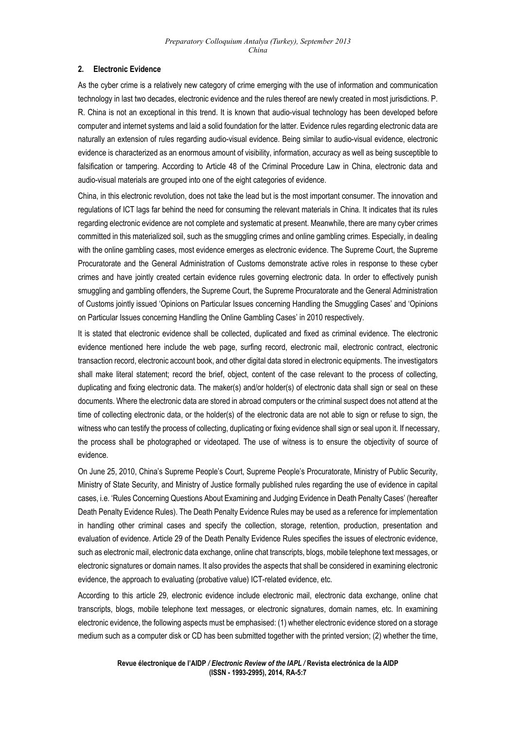## 2. Electronic Evidence

As the cyber crime is a relatively new category of crime emerging with the use of information and communication technology in last two decades, electronic evidence and the rules thereof are newly created in most jurisdictions. P. R. China is not an exceptional in this trend. It is known that audio-visual technology has been developed before computer and internet systems and laid a solid foundation for the latter. Evidence rules regarding electronic data are naturally an extension of rules regarding audio-visual evidence. Being similar to audio-visual evidence, electronic evidence is characterized as an enormous amount of visibility, information, accuracy as well as being susceptible to falsification or tampering. According to Article 48 of the Criminal Procedure Law in China, electronic data and audio-visual materials are grouped into one of the eight categories of evidence.

China, in this electronic revolution, does not take the lead but is the most important consumer. The innovation and regulations of ICT lags far behind the need for consuming the relevant materials in China. It indicates that its rules regarding electronic evidence are not complete and systematic at present. Meanwhile, there are many cyber crimes committed in this materialized soil, such as the smuggling crimes and online gambling crimes. Especially, in dealing with the online gambling cases, most evidence emerges as electronic evidence. The Supreme Court, the Supreme Procuratorate and the General Administration of Customs demonstrate active roles in response to these cyber crimes and have jointly created certain evidence rules governing electronic data. In order to effectively punish smuggling and gambling offenders, the Supreme Court, the Supreme Procuratorate and the General Administration of Customs jointly issued 'Opinions on Particular Issues concerning Handling the Smuggling Cases' and 'Opinions on Particular Issues concerning Handling the Online Gambling Cases' in 2010 respectively.

It is stated that electronic evidence shall be collected, duplicated and fixed as criminal evidence. The electronic evidence mentioned here include the web page, surfing record, electronic mail, electronic contract, electronic transaction record, electronic account book, and other digital data stored in electronic equipments. The investigators shall make literal statement; record the brief, object, content of the case relevant to the process of collecting, duplicating and fixing electronic data. The maker(s) and/or holder(s) of electronic data shall sign or seal on these documents. Where the electronic data are stored in abroad computers or the criminal suspect does not attend at the time of collecting electronic data, or the holder(s) of the electronic data are not able to sign or refuse to sign, the witness who can testify the process of collecting, duplicating or fixing evidence shall sign or seal upon it. If necessary, the process shall be photographed or videotaped. The use of witness is to ensure the objectivity of source of evidence.

On June 25, 2010, China's Supreme People's Court, Supreme People's Procuratorate, Ministry of Public Security, Ministry of State Security, and Ministry of Justice formally published rules regarding the use of evidence in capital cases, i.e. 'Rules Concerning Questions About Examining and Judging Evidence in Death Penalty Cases' (hereafter Death Penalty Evidence Rules). The Death Penalty Evidence Rules may be used as a reference for implementation in handling other criminal cases and specify the collection, storage, retention, production, presentation and evaluation of evidence. Article 29 of the Death Penalty Evidence Rules specifies the issues of electronic evidence, such as electronic mail, electronic data exchange, online chat transcripts, blogs, mobile telephone text messages, or electronic signatures or domain names. It also provides the aspects that shall be considered in examining electronic evidence, the approach to evaluating (probative value) ICT-related evidence, etc.

According to this article 29, electronic evidence include electronic mail, electronic data exchange, online chat transcripts, blogs, mobile telephone text messages, or electronic signatures, domain names, etc. In examining electronic evidence, the following aspects must be emphasised: (1) whether electronic evidence stored on a storage medium such as a computer disk or CD has been submitted together with the printed version; (2) whether the time,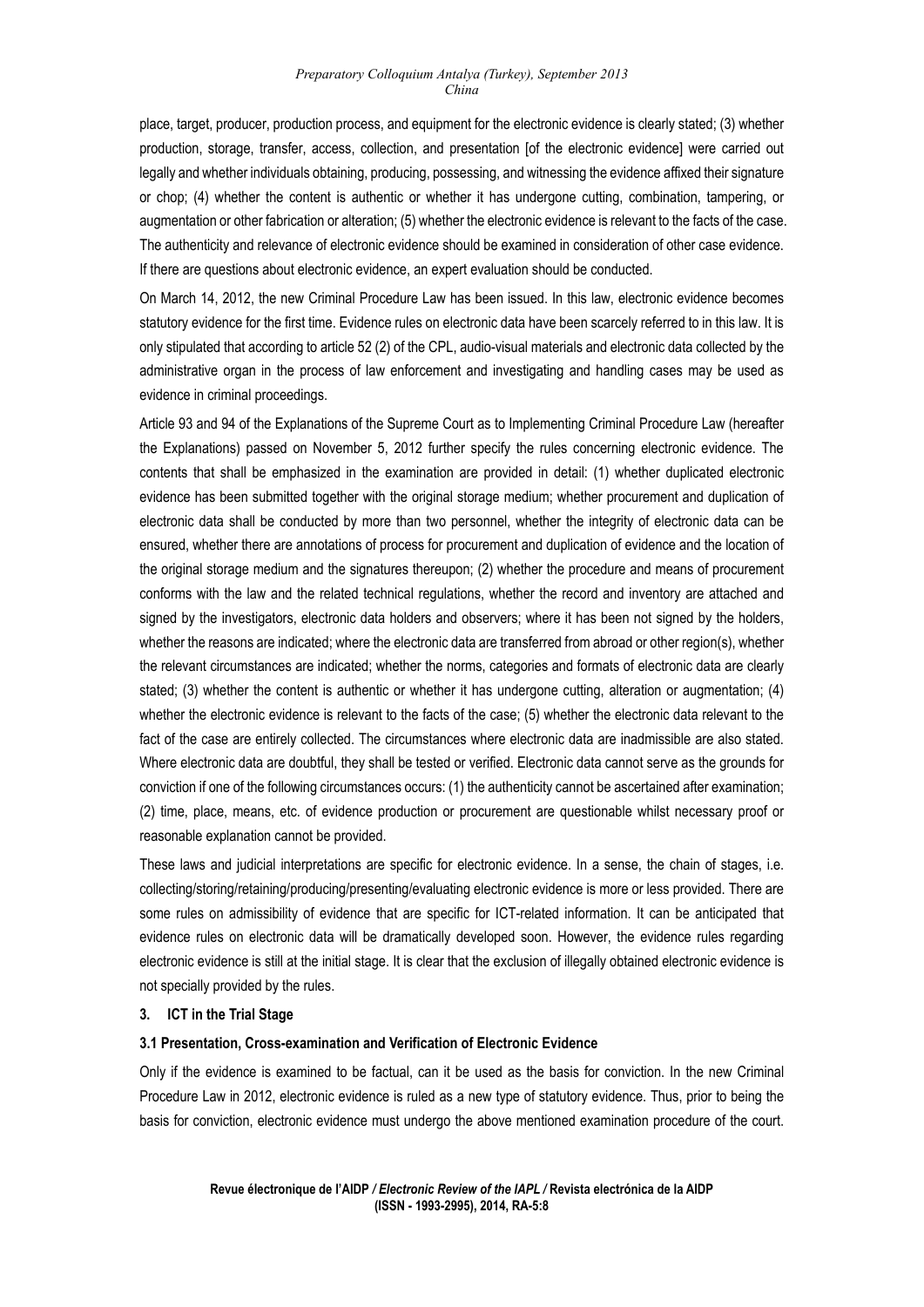place, target, producer, production process, and equipment for the electronic evidence is clearly stated; (3) whether production, storage, transfer, access, collection, and presentation [of the electronic evidence] were carried out legally and whether individuals obtaining, producing, possessing, and witnessing the evidence affixed their signature or chop; (4) whether the content is authentic or whether it has undergone cutting, combination, tampering, or augmentation or other fabrication or alteration; (5) whether the electronic evidence is relevant to the facts of the case. The authenticity and relevance of electronic evidence should be examined in consideration of other case evidence. If there are questions about electronic evidence, an expert evaluation should be conducted.

On March 14, 2012, the new Criminal Procedure Law has been issued. In this law, electronic evidence becomes statutory evidence for the first time. Evidence rules on electronic data have been scarcely referred to in this law. It is only stipulated that according to article 52 (2) of the CPL, audio-visual materials and electronic data collected by the administrative organ in the process of law enforcement and investigating and handling cases may be used as evidence in criminal proceedings.

Article 93 and 94 of the Explanations of the Supreme Court as to Implementing Criminal Procedure Law (hereafter the Explanations) passed on November 5, 2012 further specify the rules concerning electronic evidence. The contents that shall be emphasized in the examination are provided in detail: (1) whether duplicated electronic evidence has been submitted together with the original storage medium; whether procurement and duplication of electronic data shall be conducted by more than two personnel, whether the integrity of electronic data can be ensured, whether there are annotations of process for procurement and duplication of evidence and the location of the original storage medium and the signatures thereupon; (2) whether the procedure and means of procurement conforms with the law and the related technical regulations, whether the record and inventory are attached and signed by the investigators, electronic data holders and observers; where it has been not signed by the holders, whether the reasons are indicated; where the electronic data are transferred from abroad or other region(s), whether the relevant circumstances are indicated; whether the norms, categories and formats of electronic data are clearly stated; (3) whether the content is authentic or whether it has undergone cutting, alteration or augmentation; (4) whether the electronic evidence is relevant to the facts of the case; (5) whether the electronic data relevant to the fact of the case are entirely collected. The circumstances where electronic data are inadmissible are also stated. Where electronic data are doubtful, they shall be tested or verified. Electronic data cannot serve as the grounds for conviction if one of the following circumstances occurs: (1) the authenticity cannot be ascertained after examination; (2) time, place, means, etc. of evidence production or procurement are questionable whilst necessary proof or reasonable explanation cannot be provided.

These laws and judicial interpretations are specific for electronic evidence. In a sense, the chain of stages, i.e. collecting/storing/retaining/producing/presenting/evaluating electronic evidence is more or less provided. There are some rules on admissibility of evidence that are specific for ICT-related information. It can be anticipated that evidence rules on electronic data will be dramatically developed soon. However, the evidence rules regarding electronic evidence is still at the initial stage. It is clear that the exclusion of illegally obtained electronic evidence is not specially provided by the rules.

## 3. ICT in the Trial Stage

### 3.1 Presentation, Cross-examination and Verification of Electronic Evidence

Only if the evidence is examined to be factual, can it be used as the basis for conviction. In the new Criminal Procedure Law in 2012, electronic evidence is ruled as a new type of statutory evidence. Thus, prior to being the basis for conviction, electronic evidence must undergo the above mentioned examination procedure of the court.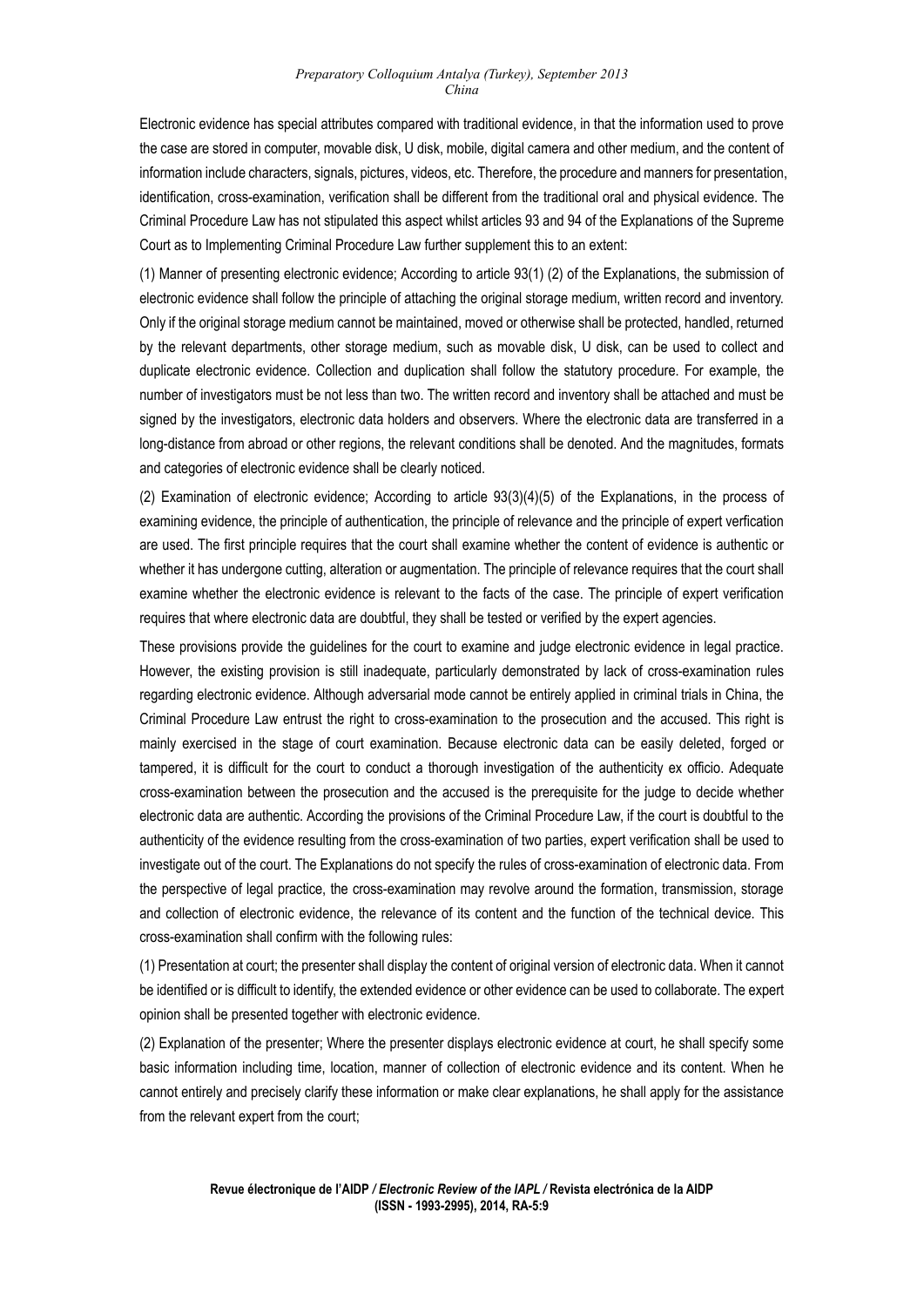Electronic evidence has special attributes compared with traditional evidence, in that the information used to prove the case are stored in computer, movable disk, U disk, mobile, digital camera and other medium, and the content of information include characters, signals, pictures, videos, etc. Therefore, the procedure and manners for presentation, identification, cross-examination, verification shall be different from the traditional oral and physical evidence. The Criminal Procedure Law has not stipulated this aspect whilst articles 93 and 94 of the Explanations of the Supreme Court as to Implementing Criminal Procedure Law further supplement this to an extent:

(1) Manner of presenting electronic evidence; According to article 93(1) (2) of the Explanations, the submission of electronic evidence shall follow the principle of attaching the original storage medium, written record and inventory. Only if the original storage medium cannot be maintained, moved or otherwise shall be protected, handled, returned by the relevant departments, other storage medium, such as movable disk, U disk, can be used to collect and duplicate electronic evidence. Collection and duplication shall follow the statutory procedure. For example, the number of investigators must be not less than two. The written record and inventory shall be attached and must be signed by the investigators, electronic data holders and observers. Where the electronic data are transferred in a long-distance from abroad or other regions, the relevant conditions shall be denoted. And the magnitudes, formats and categories of electronic evidence shall be clearly noticed.

(2) Examination of electronic evidence; According to article 93(3)(4)(5) of the Explanations, in the process of examining evidence, the principle of authentication, the principle of relevance and the principle of expert verfication are used. The first principle requires that the court shall examine whether the content of evidence is authentic or whether it has undergone cutting, alteration or augmentation. The principle of relevance requires that the court shall examine whether the electronic evidence is relevant to the facts of the case. The principle of expert verification requires that where electronic data are doubtful, they shall be tested or verified by the expert agencies.

These provisions provide the guidelines for the court to examine and judge electronic evidence in legal practice. However, the existing provision is still inadequate, particularly demonstrated by lack of cross-examination rules regarding electronic evidence. Although adversarial mode cannot be entirely applied in criminal trials in China, the Criminal Procedure Law entrust the right to cross-examination to the prosecution and the accused. This right is mainly exercised in the stage of court examination. Because electronic data can be easily deleted, forged or tampered, it is difficult for the court to conduct a thorough investigation of the authenticity ex officio. Adequate cross-examination between the prosecution and the accused is the prerequisite for the judge to decide whether electronic data are authentic. According the provisions of the Criminal Procedure Law, if the court is doubtful to the authenticity of the evidence resulting from the cross-examination of two parties, expert verification shall be used to investigate out of the court. The Explanations do not specify the rules of cross-examination of electronic data. From the perspective of legal practice, the cross-examination may revolve around the formation, transmission, storage and collection of electronic evidence, the relevance of its content and the function of the technical device. This cross-examination shall confirm with the following rules:

(1) Presentation at court; the presenter shall display the content of original version of electronic data. When it cannot be identified or is difficult to identify, the extended evidence or other evidence can be used to collaborate. The expert opinion shall be presented together with electronic evidence.

(2) Explanation of the presenter; Where the presenter displays electronic evidence at court, he shall specify some basic information including time, location, manner of collection of electronic evidence and its content. When he cannot entirely and precisely clarify these information or make clear explanations, he shall apply for the assistance from the relevant expert from the court;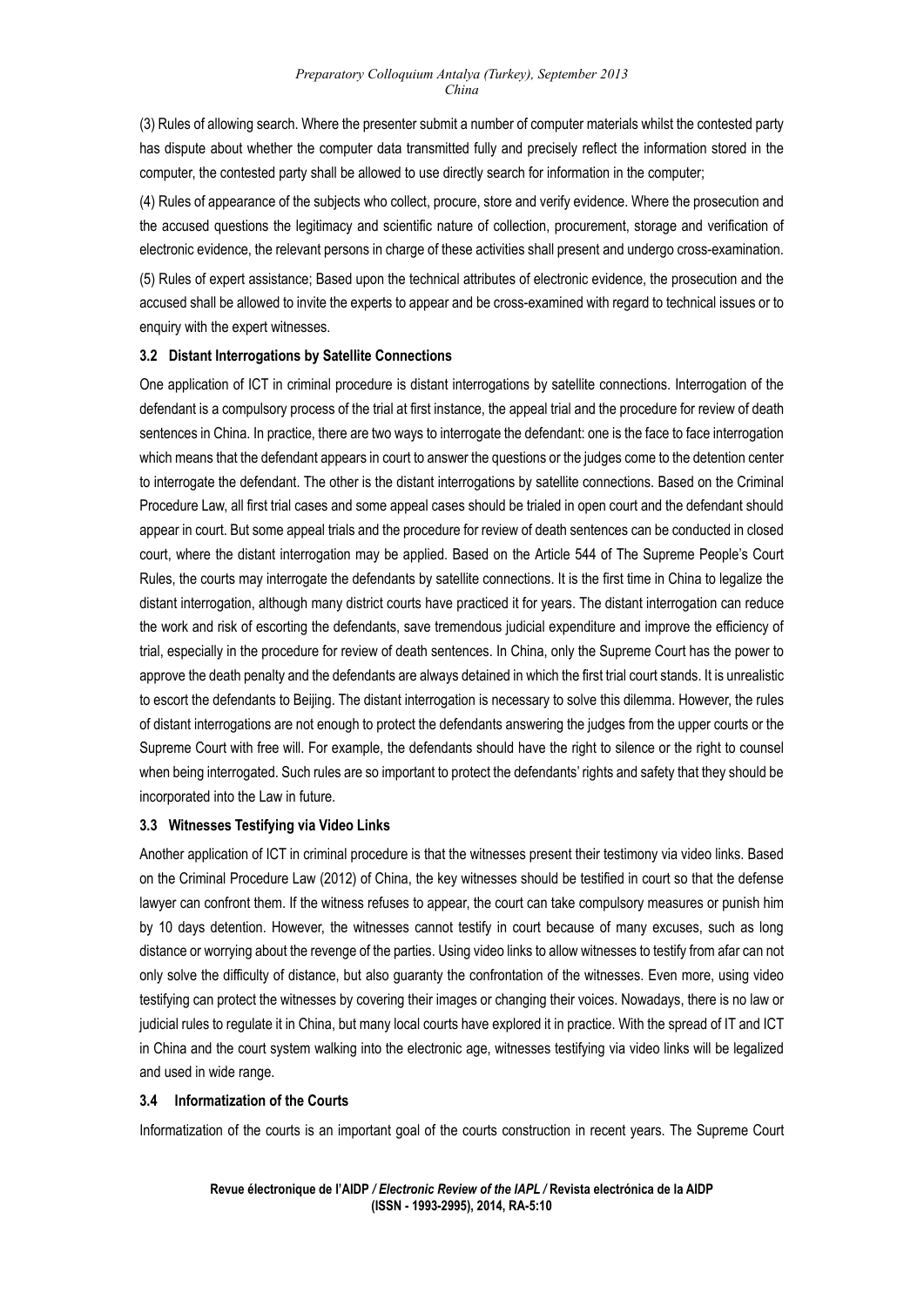(3) Rules of allowing search. Where the presenter submit a number of computer materials whilst the contested party has dispute about whether the computer data transmitted fully and precisely reflect the information stored in the computer, the contested party shall be allowed to use directly search for information in the computer;

(4) Rules of appearance of the subjects who collect, procure, store and verify evidence. Where the prosecution and the accused questions the legitimacy and scientific nature of collection, procurement, storage and verification of electronic evidence, the relevant persons in charge of these activities shall present and undergo cross-examination.

(5) Rules of expert assistance; Based upon the technical attributes of electronic evidence, the prosecution and the accused shall be allowed to invite the experts to appear and be cross-examined with regard to technical issues or to enquiry with the expert witnesses.

### 3.2 Distant Interrogations by Satellite Connections

One application of ICT in criminal procedure is distant interrogations by satellite connections. Interrogation of the defendant is a compulsory process of the trial at first instance, the appeal trial and the procedure for review of death sentences in China. In practice, there are two ways to interrogate the defendant: one is the face to face interrogation which means that the defendant appears in court to answer the questions or the judges come to the detention center to interrogate the defendant. The other is the distant interrogations by satellite connections. Based on the Criminal Procedure Law, all first trial cases and some appeal cases should be trialed in open court and the defendant should appear in court. But some appeal trials and the procedure for review of death sentences can be conducted in closed court, where the distant interrogation may be applied. Based on the Article 544 of The Supreme People's Court Rules, the courts may interrogate the defendants by satellite connections. It is the first time in China to legalize the distant interrogation, although many district courts have practiced it for years. The distant interrogation can reduce the work and risk of escorting the defendants, save tremendous judicial expenditure and improve the efficiency of trial, especially in the procedure for review of death sentences. In China, only the Supreme Court has the power to approve the death penalty and the defendants are always detained in which the first trial court stands. It is unrealistic to escort the defendants to Beijing. The distant interrogation is necessary to solve this dilemma. However, the rules of distant interrogations are not enough to protect the defendants answering the judges from the upper courts or the Supreme Court with free will. For example, the defendants should have the right to silence or the right to counsel when being interrogated. Such rules are so important to protect the defendants' rights and safety that they should be incorporated into the Law in future.

### 3.3 Witnesses Testifying via Video Links

Another application of ICT in criminal procedure is that the witnesses present their testimony via video links. Based on the Criminal Procedure Law (2012) of China, the key witnesses should be testified in court so that the defense lawyer can confront them. If the witness refuses to appear, the court can take compulsory measures or punish him by 10 days detention. However, the witnesses cannot testify in court because of many excuses, such as long distance or worrying about the revenge of the parties. Using video links to allow witnesses to testify from afar can not only solve the difficulty of distance, but also guaranty the confrontation of the witnesses. Even more, using video testifying can protect the witnesses by covering their images or changing their voices. Nowadays, there is no law or judicial rules to regulate it in China, but many local courts have explored it in practice. With the spread of IT and ICT in China and the court system walking into the electronic age, witnesses testifying via video links will be legalized and used in wide range.

### 3.4 Informatization of the Courts

Informatization of the courts is an important goal of the courts construction in recent years. The Supreme Court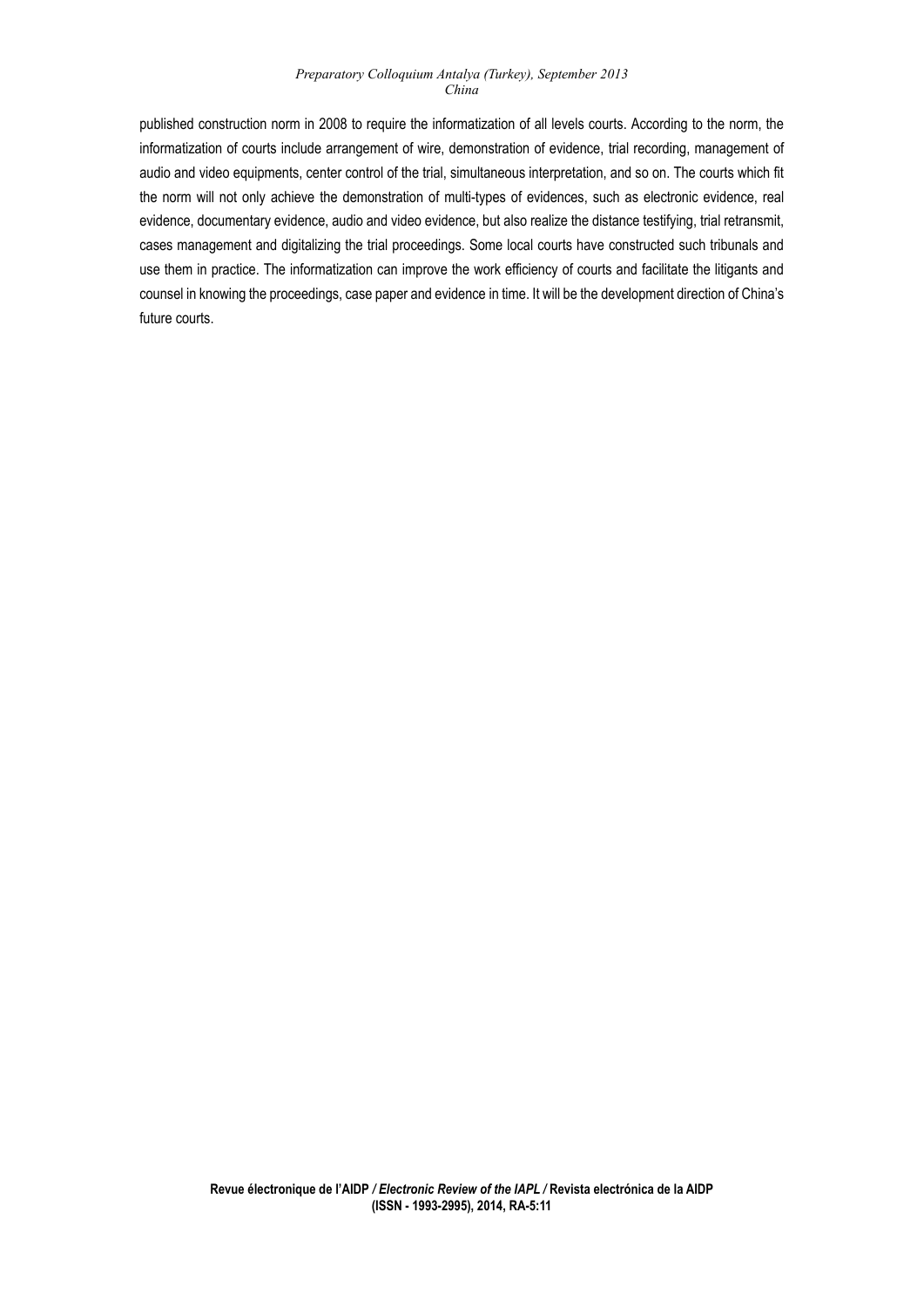published construction norm in 2008 to require the informatization of all levels courts. According to the norm, the informatization of courts include arrangement of wire, demonstration of evidence, trial recording, management of audio and video equipments, center control of the trial, simultaneous interpretation, and so on. The courts which fit the norm will not only achieve the demonstration of multi-types of evidences, such as electronic evidence, real evidence, documentary evidence, audio and video evidence, but also realize the distance testifying, trial retransmit, cases management and digitalizing the trial proceedings. Some local courts have constructed such tribunals and use them in practice. The informatization can improve the work efficiency of courts and facilitate the litigants and counsel in knowing the proceedings, case paper and evidence in time. It will be the development direction of China's future courts.